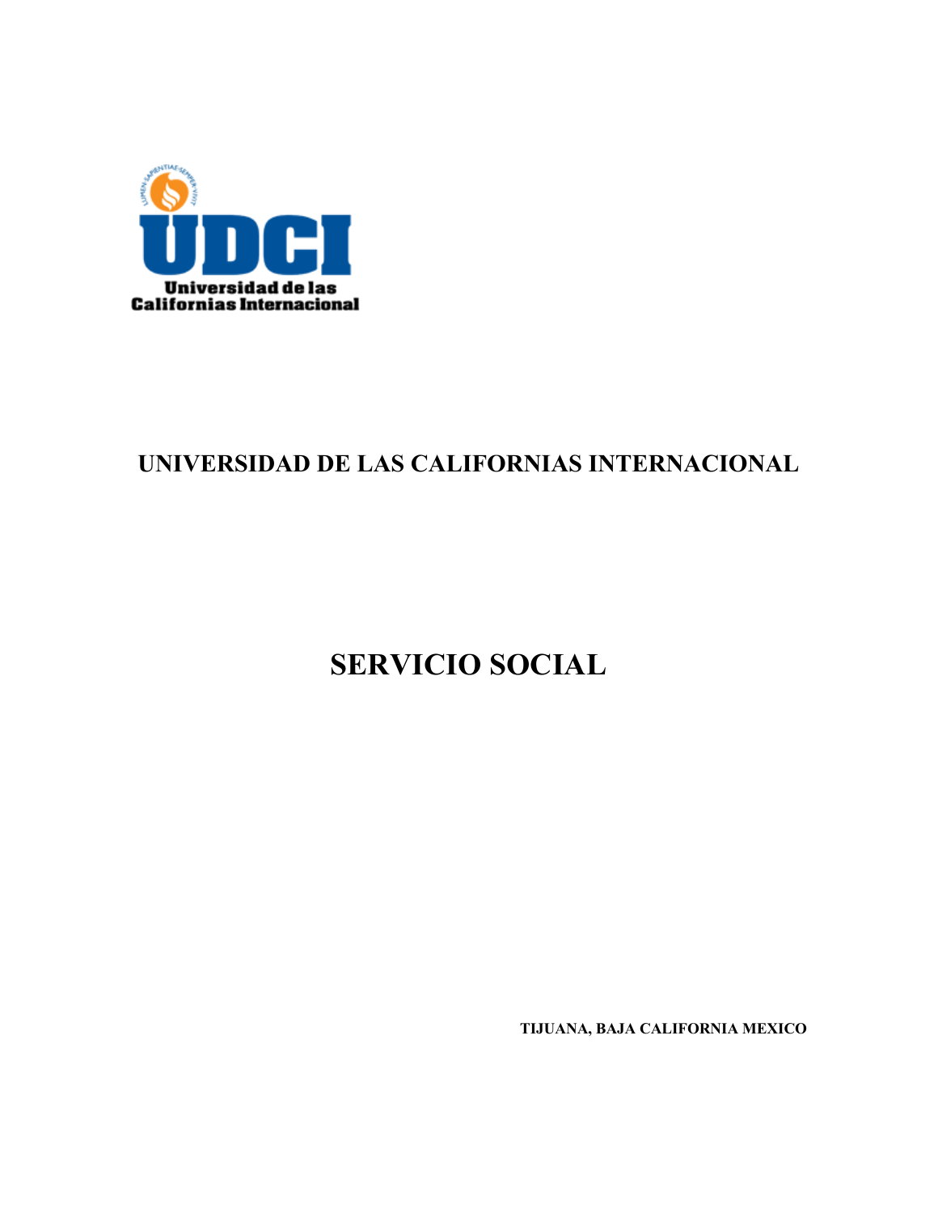# UNIVERSIDAD DE LAS CALIFORNIAS INTERNACIONAL

# SERVICIO SOCIAL

**TIJUANA, BAJA CALIFORNIA MEXICO**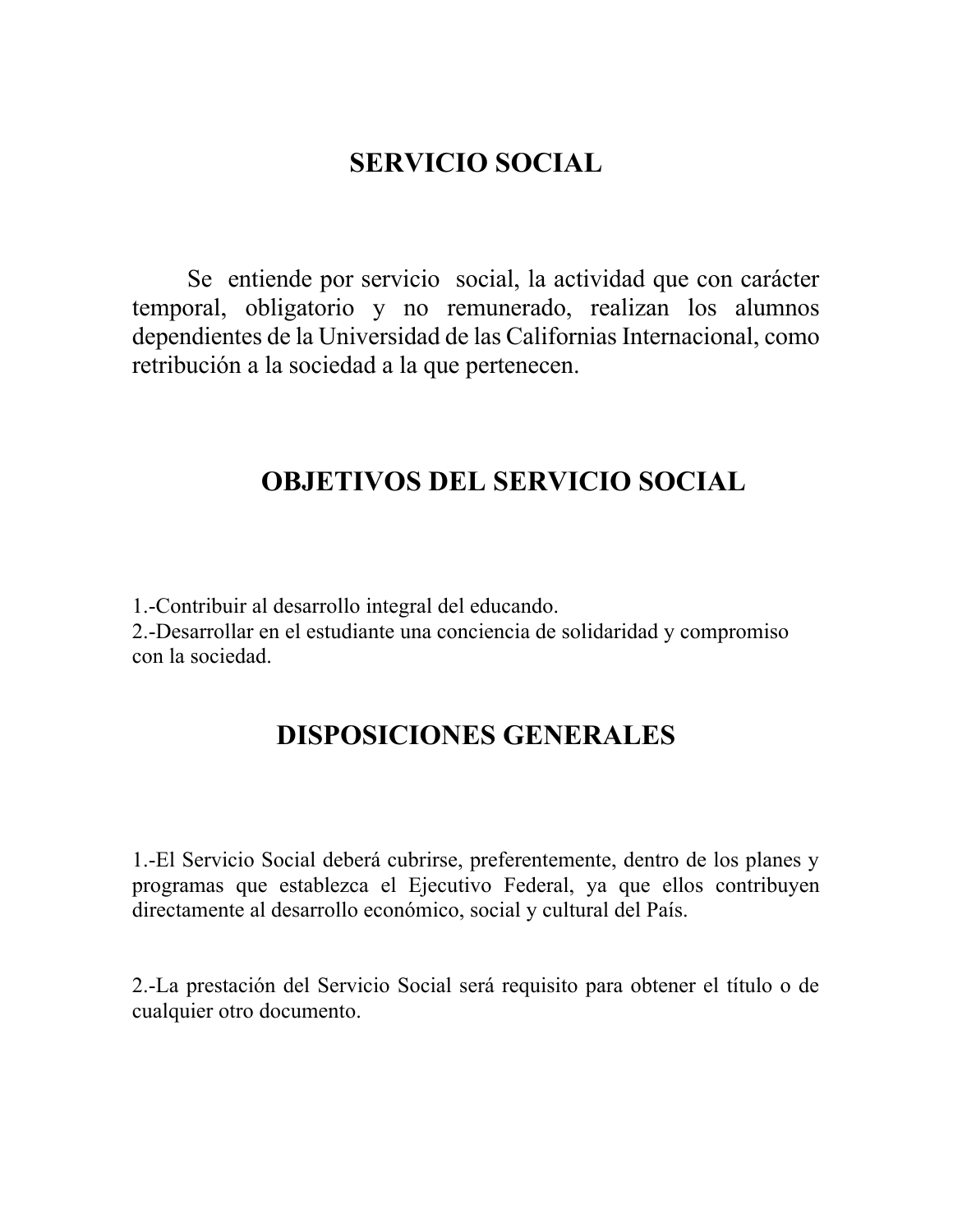# SERVICIO SOCIAL

Se entiende por servicio social, la actividad que con carácter temporal, obligatorio y no remunerado, realizan los alumnos dependientes de la Universidad de las Californias Internacional, como retribución a la sociedad a la que pertenecen.

# OBJETIVOS DEL SERVICIO SOCIAL

1.-Contribuir al desarrollo integral del educando.
2.-Desarrollar en el estudiante una conciencia de solidaridad y compromiso con la sociedad.

# DISPOSICIONES GENERALES

1.-El Servicio Social deberá cubrirse, preferentemente, dentro de los planes y programas que establezca el Ejecutivo Federal, ya que ellos contribuyen directamente al desarrollo económico, social y cultural del País.

2.-La prestación del Servicio Social será requisito para obtener el título o de cualquier otro documento.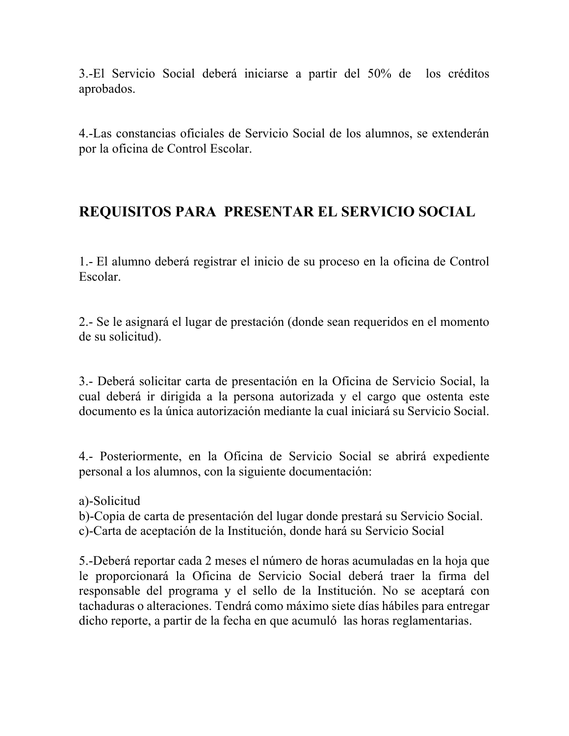3.-El Servicio Social deberá iniciarse a partir del 50% de los créditos aprobados.

4.-Las constancias oficiales de Servicio Social de los alumnos, se extenderán por la oficina de Control Escolar.

## REQUISITOS PARA PRESENTAR EL SERVICIO SOCIAL

1.- El alumno deberá registrar el inicio de su proceso en la oficina de Control Escolar.

2.- Se le asignará el lugar de prestación (donde sean requeridos en el momento de su solicitud).

3.- Deberá solicitar carta de presentación en la Oficina de Servicio Social, la cual deberá ir dirigida a la persona autorizada y el cargo que ostenta este documento es la única autorización mediante la cual iniciará su Servicio Social.

4.- Posteriormente, en la Oficina de Servicio Social se abrirá expediente personal a los alumnos, con la siguiente documentación:

a)-Solicitud
b)-Copia de carta de presentación del lugar donde prestará su Servicio Social.
c)-Carta de aceptación de la Institución, donde hará su Servicio Social

5.-Deberá reportar cada 2 meses el número de horas acumuladas en la hoja que le proporcionará la Oficina de Servicio Social deberá traer la firma del responsable del programa y el sello de la Institución. No se aceptará con tachaduras o alteraciones. Tendrá como máximo siete días hábiles para entregar dicho reporte, a partir de la fecha en que acumuló las horas reglamentarias.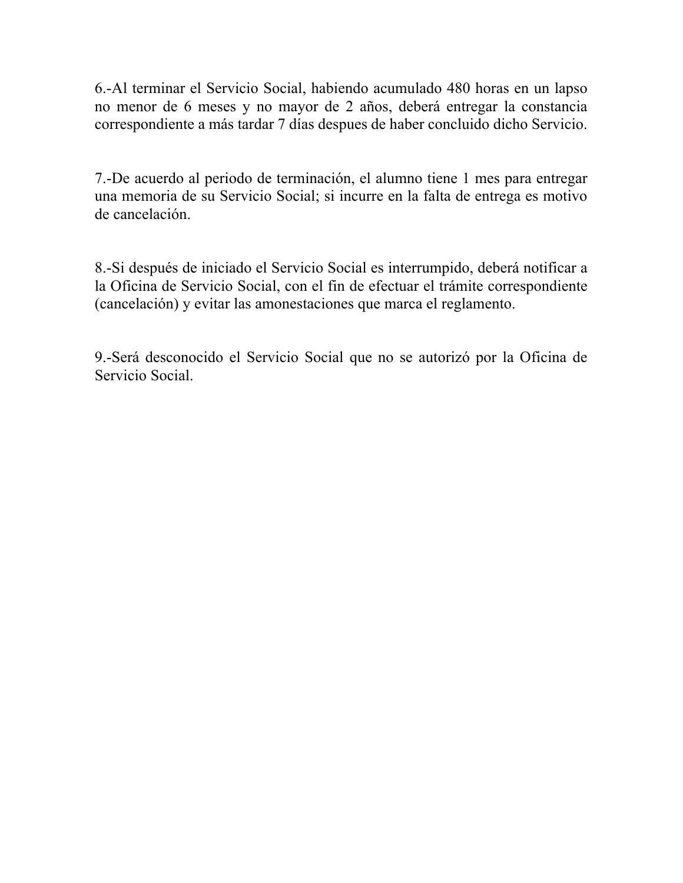6.-Al terminar el Servicio Social, habiendo acumulado 480 horas en un lapso no menor de 6 meses y no mayor de 2 años, deberá entregar la constancia correspondiente a más tardar 7 días despues de haber concluido dicho Servicio.

7.-De acuerdo al periodo de terminación, el alumno tiene 1 mes para entregar una memoria de su Servicio Social; si incurre en la falta de entrega es motivo de cancelación.

8.-Si después de iniciado el Servicio Social es interrumpido, deberá notificar a la Oficina de Servicio Social, con el fin de efectuar el trámite correspondiente (cancelación) y evitar las amonestaciones que marca el reglamento.

9.-Será desconocido el Servicio Social que no se autorizó por la Oficina de Servicio Social.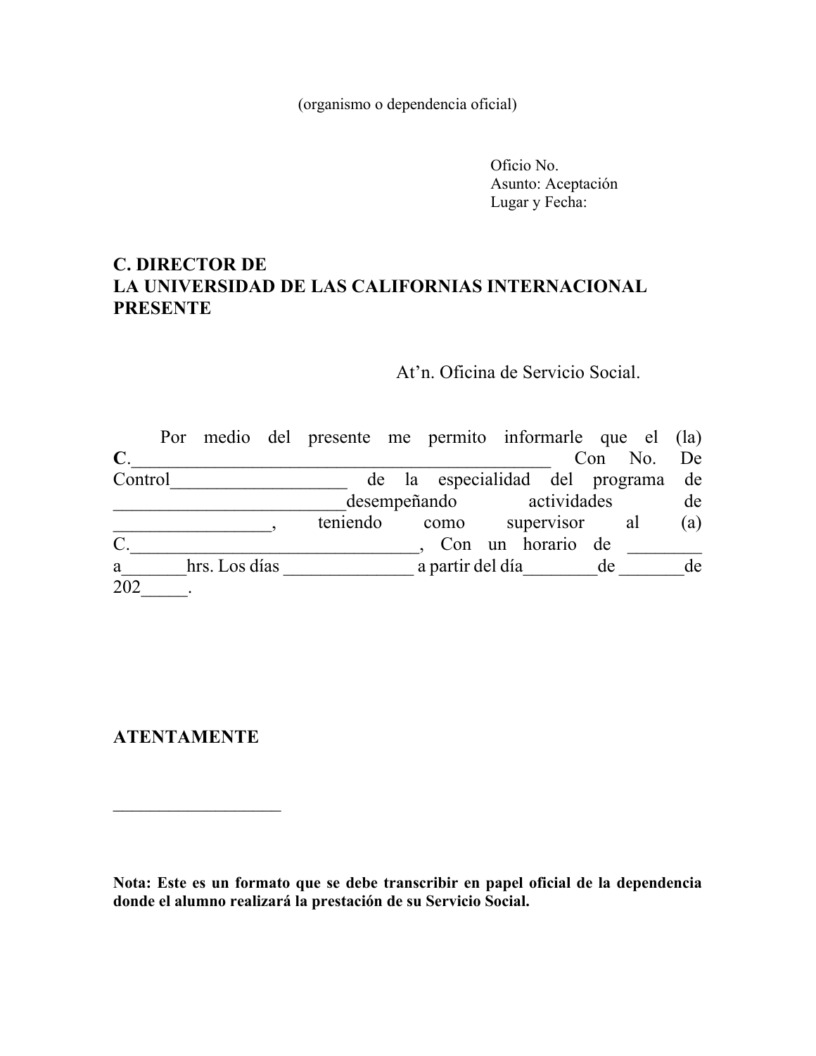(organismo o dependencia oficial)

Oficio No.
Asunto: Aceptación
Lugar y Fecha:

**C. DIRECTOR DE**
**LA UNIVERSIDAD DE LAS CALIFORNIAS INTERNACIONAL**
**PRESENTE**

At’n. Oficina de Servicio Social.

Por medio del presente me permito informarle que el (la) **C.**_______________________________________________ Con No. De Control___________________ de la especialidad del programa de _________________________desempeñando actividades de _________________, teniendo como supervisor al (a) C._______________________________, Con un horario de ________ a_______hrs. Los días ______________ a partir del día________de _______de 202_____.

**ATENTAMENTE**

___________________

**Nota: Este es un formato que se debe transcribir en papel oficial de la dependencia donde el alumno realizará la prestación de su Servicio Social.**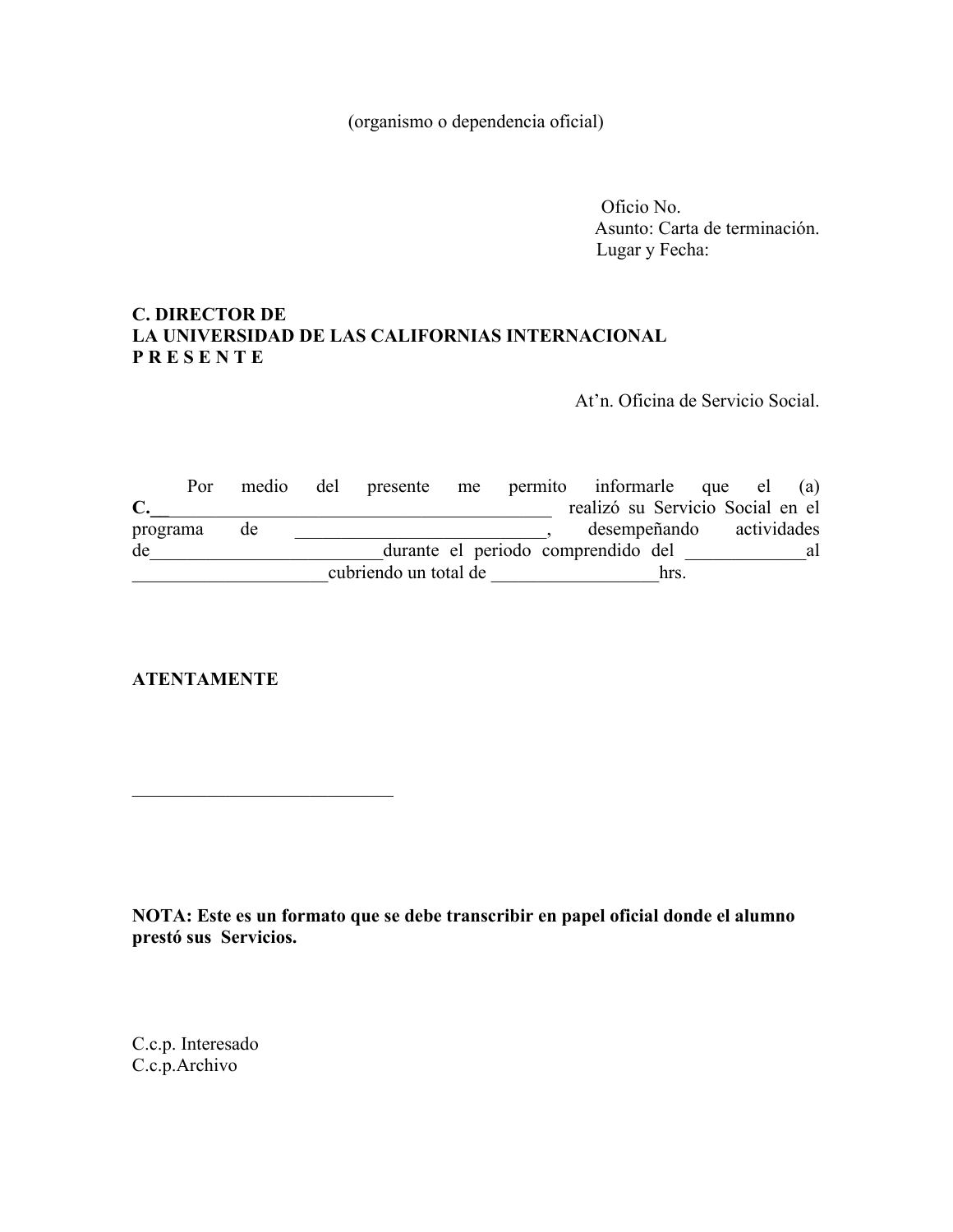(organismo o dependencia oficial)

Oficio No.
Asunto: Carta de terminación.
Lugar y Fecha:

**C. DIRECTOR DE**
**LA UNIVERSIDAD DE LAS CALIFORNIAS INTERNACIONAL**
**P R E S E N T E**

At'n. Oficina de Servicio Social.

Por medio del presente me permito informarle que el (a) **C.__**_____________________________________________ realizó su Servicio Social en el programa de ___________________________, desempeñando actividades de__________________________durante el periodo comprendido del _____________al _____________________cubriendo un total de __________________hrs.

**ATENTAMENTE**

____________________________

**NOTA: Este es un formato que se debe transcribir en papel oficial donde el alumno prestó sus Servicios.**

C.c.p. Interesado
C.c.p.Archivo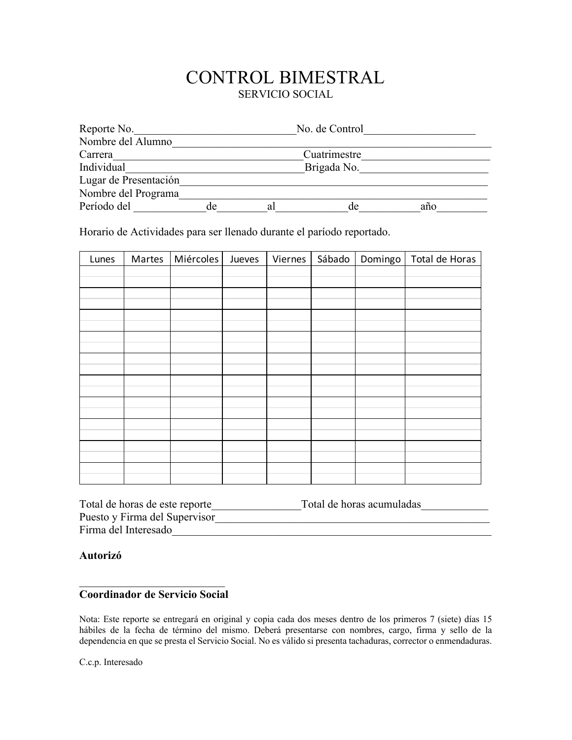# CONTROL BIMESTRAL

SERVICIO SOCIAL

Reporte No.______________________________No. de Control____________________

Nombre del Alumno____________________________________________________________

Carrera____________________________________Cuatrimestre______________________

Individual__________________________________Brigada No.______________________

Lugar de Presentación_________________________________________________________

Nombre del Programa_________________________________________________________

Período del _____________de_________al_____________de___________año_________

Horario de Actividades para ser llenado durante el paríodo reportado.

| Lunes | Martes | Miércoles | Jueves | Viernes | Sábado | Domingo | Total de Horas |
|---|---|---|---|---|---|---|---|
| | | | | | | | |
| | | | | | | | |
| | | | | | | | |
| | | | | | | | |
| | | | | | | | |
| | | | | | | | |
| | | | | | | | |
| | | | | | | | |
| | | | | | | | |
| | | | | | | | |

Total de horas de este reporte________________Total de horas acumuladas____________

Puesto y Firma del Supervisor___________________________________________________

Firma del Interesado____________________________________________________________

**Autorizó**

____________________________

**Coordinador de Servicio Social**

Nota: Este reporte se entregará en original y copia cada dos meses dentro de los primeros 7 (siete) días 15 hábiles de la fecha de término del mismo. Deberá presentarse con nombres, cargo, firma y sello de la dependencia en que se presta el Servicio Social. No es válido si presenta tachaduras, corrector o enmendaduras.

C.c.p. Interesado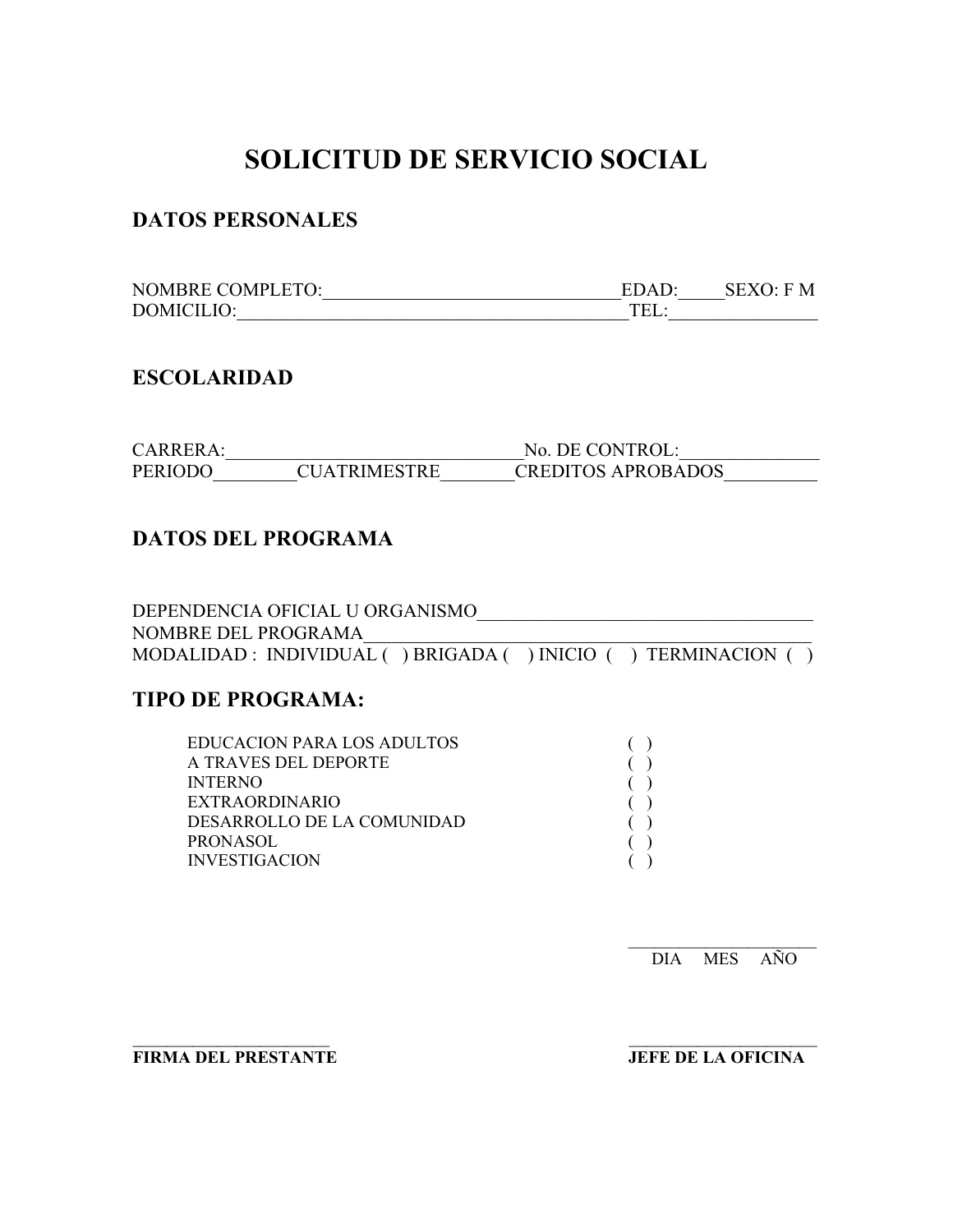# SOLICITUD DE SERVICIO SOCIAL

## DATOS PERSONALES

NOMBRE COMPLETO:________________________________EDAD:_____SEXO: F M
DOMICILIO:__________________________________________TEL:________________

## ESCOLARIDAD

CARRERA:________________________________No. DE CONTROL:_______________
PERIODO_________CUATRIMESTRE________CREDITOS APROBADOS__________

## DATOS DEL PROGRAMA

DEPENDENCIA OFICIAL U ORGANISMO_____________________________________
NOMBRE DEL PROGRAMA_________________________________________________
MODALIDAD : INDIVIDUAL ( ) BRIGADA ( ) INICIO ( ) TERMINACION ( )

## TIPO DE PROGRAMA:

EDUCACION PARA LOS ADULTOS ( )
A TRAVES DEL DEPORTE ( )
INTERNO ( )
EXTRAORDINARIO ( )
DESARROLLO DE LA COMUNIDAD ( )
PRONASOL ( )
INVESTIGACION ( )

______________________
DIA MES AÑO

______________________
**FIRMA DEL PRESTANTE**

______________________
**JEFE DE LA OFICINA**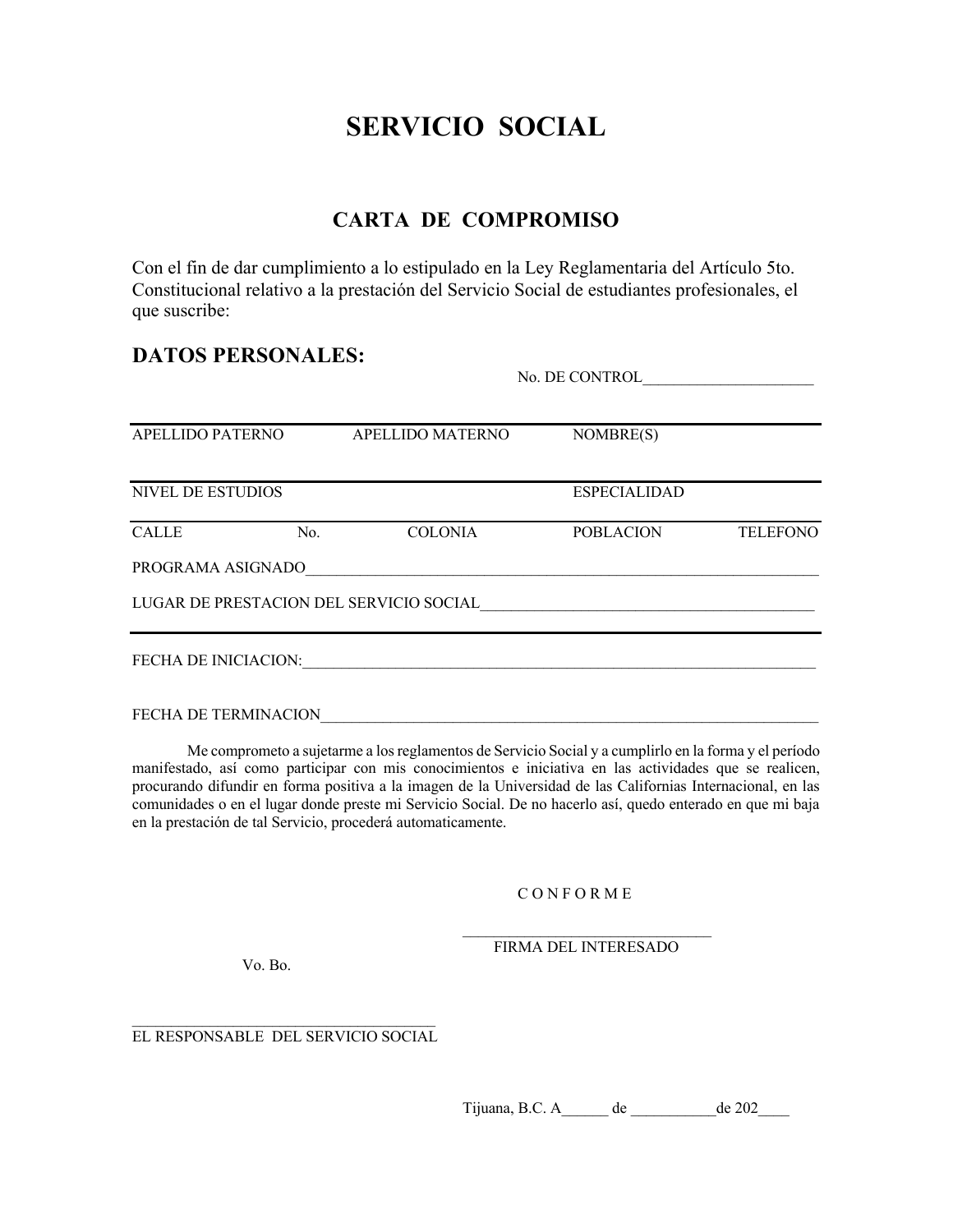# SERVICIO SOCIAL

## CARTA DE COMPROMISO

Con el fin de dar cumplimiento a lo estipulado en la Ley Reglamentaria del Artículo 5to. Constitucional relativo a la prestación del Servicio Social de estudiantes profesionales, el que suscribe:

### DATOS PERSONALES:

No. DE CONTROL______________________

---

APELLIDO PATERNO APELLIDO MATERNO NOMBRE(S)

---

NIVEL DE ESTUDIOS ESPECIALIDAD

---

CALLE No. COLONIA POBLACION TELEFONO

PROGRAMA ASIGNADO_____________________________________________________________________

LUGAR DE PRESTACION DEL SERVICIO SOCIAL_____________________________________________

---

FECHA DE INICIACION:____________________________________________________________________

FECHA DE TERMINACION___________________________________________________________________

Me comprometo a sujetarme a los reglamentos de Servicio Social y a cumplirlo en la forma y el período manifestado, así como participar con mis conocimientos e iniciativa en las actividades que se realicen, procurando difundir en forma positiva a la imagen de la Universidad de las Californias Internacional, en las comunidades o en el lugar donde preste mi Servicio Social. De no hacerlo así, quedo enterado en que mi baja en la prestación de tal Servicio, procederá automaticamente.

C O N F O R M E

________________________________
FIRMA DEL INTERESADO

Vo. Bo.

_______________________________________
EL RESPONSABLE DEL SERVICIO SOCIAL

Tijuana, B.C. A______ de ___________de 202____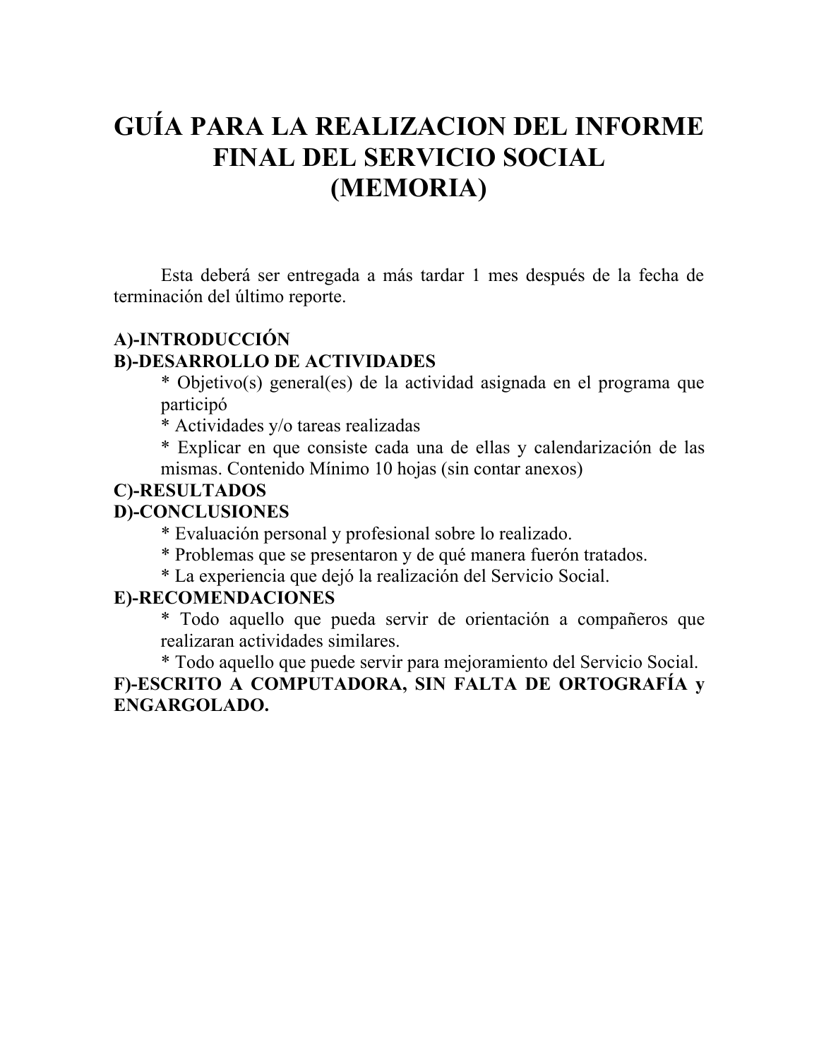# GUÍA PARA LA REALIZACION DEL INFORME FINAL DEL SERVICIO SOCIAL (MEMORIA)

Esta deberá ser entregada a más tardar 1 mes después de la fecha de terminación del último reporte.

**A)-INTRODUCCIÓN**

**B)-DESARROLLO DE ACTIVIDADES**

* Objetivo(s) general(es) de la actividad asignada en el programa que participó
* Actividades y/o tareas realizadas
* Explicar en que consiste cada una de ellas y calendarización de las mismas. Contenido Mínimo 10 hojas (sin contar anexos)

**C)-RESULTADOS**

**D)-CONCLUSIONES**

* Evaluación personal y profesional sobre lo realizado.
* Problemas que se presentaron y de qué manera fuerón tratados.
* La experiencia que dejó la realización del Servicio Social.

**E)-RECOMENDACIONES**

* Todo aquello que pueda servir de orientación a compañeros que realizaran actividades similares.
* Todo aquello que puede servir para mejoramiento del Servicio Social.

**F)-ESCRITO A COMPUTADORA, SIN FALTA DE ORTOGRAFÍA y ENGARGOLADO.**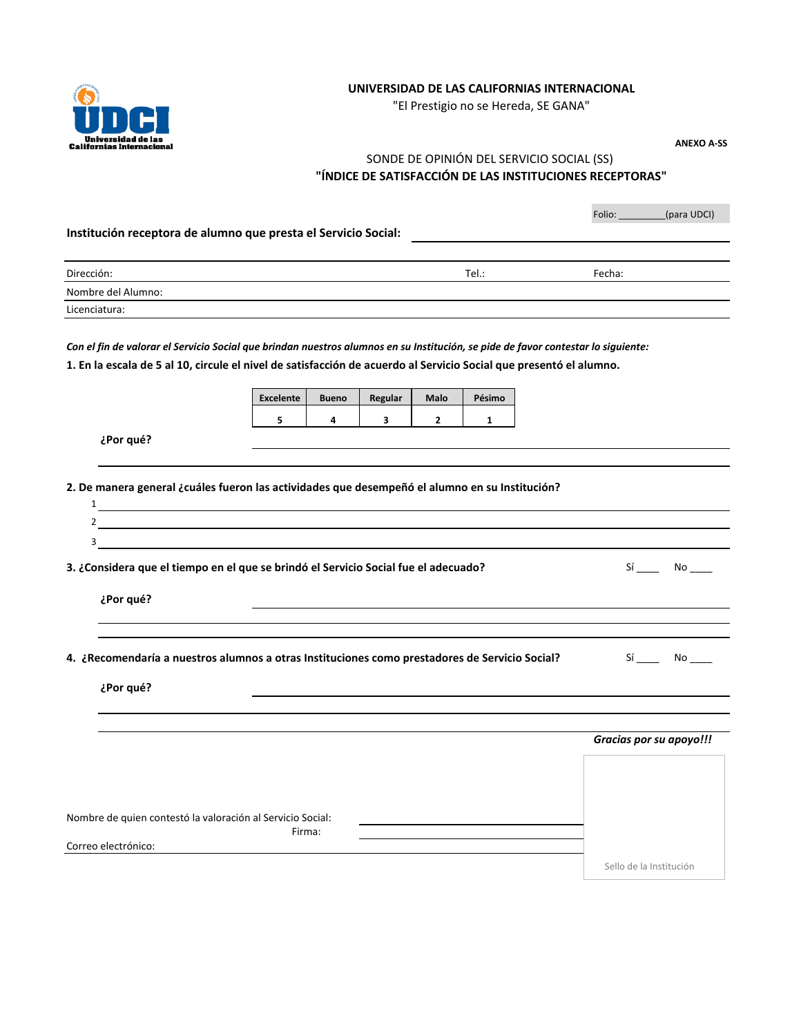**UNIVERSIDAD DE LAS CALIFORNIAS INTERNACIONAL**

"El Prestigio no se Hereda, SE GANA"

**ANEXO A-SS**

SONDE DE OPINIÓN DEL SERVICIO SOCIAL (SS)

**"ÍNDICE DE SATISFACCIÓN DE LAS INSTITUCIONES RECEPTORAS"**

Folio: _________(para UDCI)

**Institución receptora de alumno que presta el Servicio Social:** ____________________________

Dirección: Tel.: Fecha:

Nombre del Alumno:

Licenciatura:

***Con el fin de valorar el Servicio Social que brindan nuestros alumnos en su Institución, se pide de favor contestar lo siguiente:***

**1. En la escala de 5 al 10, circule el nivel de satisfacción de acuerdo al Servicio Social que presentó el alumno.**

| Excelente | Bueno | Regular | Malo | Pésimo |
|---|---|---|---|---|
| 5 | 4 | 3 | 2 | 1 |

**¿Por qué?** ____________________________

____________________________

**2. De manera general ¿cuáles fueron las actividades que desempeñó el alumno en su Institución?**

1 ____________________________

2 ____________________________

3 ____________________________

**3. ¿Considera que el tiempo en el que se brindó el Servicio Social fue el adecuado?** Sí ____ No ____

**¿Por qué?** ____________________________

____________________________

____________________________

**4. ¿Recomendaría a nuestros alumnos a otras Instituciones como prestadores de Servicio Social?** Sí ____ No ____

**¿Por qué?** ____________________________

____________________________

____________________________

***Gracias por su apoyo!!!***

Nombre de quien contestó la valoración al Servicio Social: ____________________________

Firma: ____________________________

Correo electrónico: ____________________________

Sello de la Institución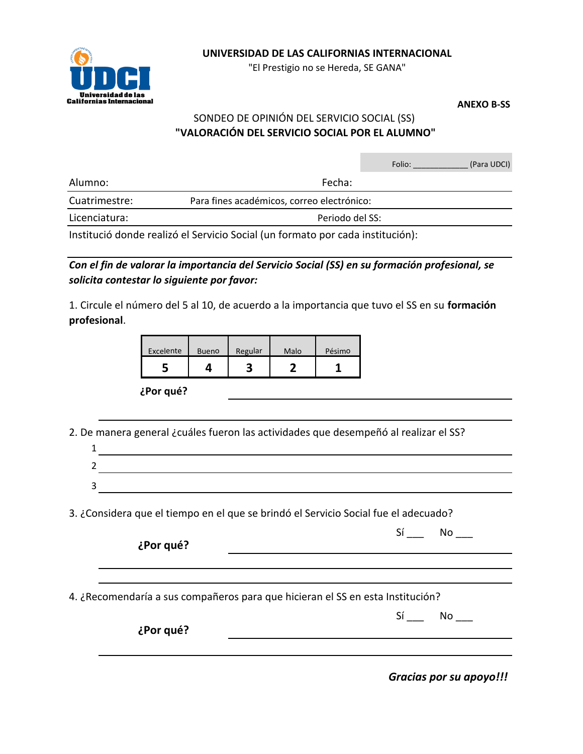**UNIVERSIDAD DE LAS CALIFORNIAS INTERNACIONAL**

"El Prestigio no se Hereda, SE GANA"

**ANEXO B-SS**

SONDEO DE OPINIÓN DEL SERVICIO SOCIAL (SS)

**"VALORACIÓN DEL SERVICIO SOCIAL POR EL ALUMNO"**

Folio: ____________ (Para UDCI)

Alumno: Fecha:

Cuatrimestre: Para fines académicos, correo electrónico:

Licenciatura: Periodo del SS:

Institució donde realizó el Servicio Social (un formato por cada institución):

***Con el fin de valorar la importancia del Servicio Social (SS) en su formación profesional, se solicita contestar lo siguiente por favor:***

1. Circule el número del 5 al 10, de acuerdo a la importancia que tuvo el SS en su **formación profesional**.

| Excelente | Bueno | Regular | Malo | Pésimo |
|---|---|---|---|---|
| **5** | **4** | **3** | **2** | **1** |

**¿Por qué?** ______________________________

______________________________

2. De manera general ¿cuáles fueron las actividades que desempeñó al realizar el SS?

1 ______________________________

2 ______________________________

3 ______________________________

3. ¿Considera que el tiempo en el que se brindó el Servicio Social fue el adecuado?

Sí ___ No ___

**¿Por qué?** ______________________________

______________________________

______________________________

4. ¿Recomendaría a sus compañeros para que hicieran el SS en esta Institución?

Sí ___ No ___

**¿Por qué?** ______________________________

______________________________

***Gracias por su apoyo!!!***